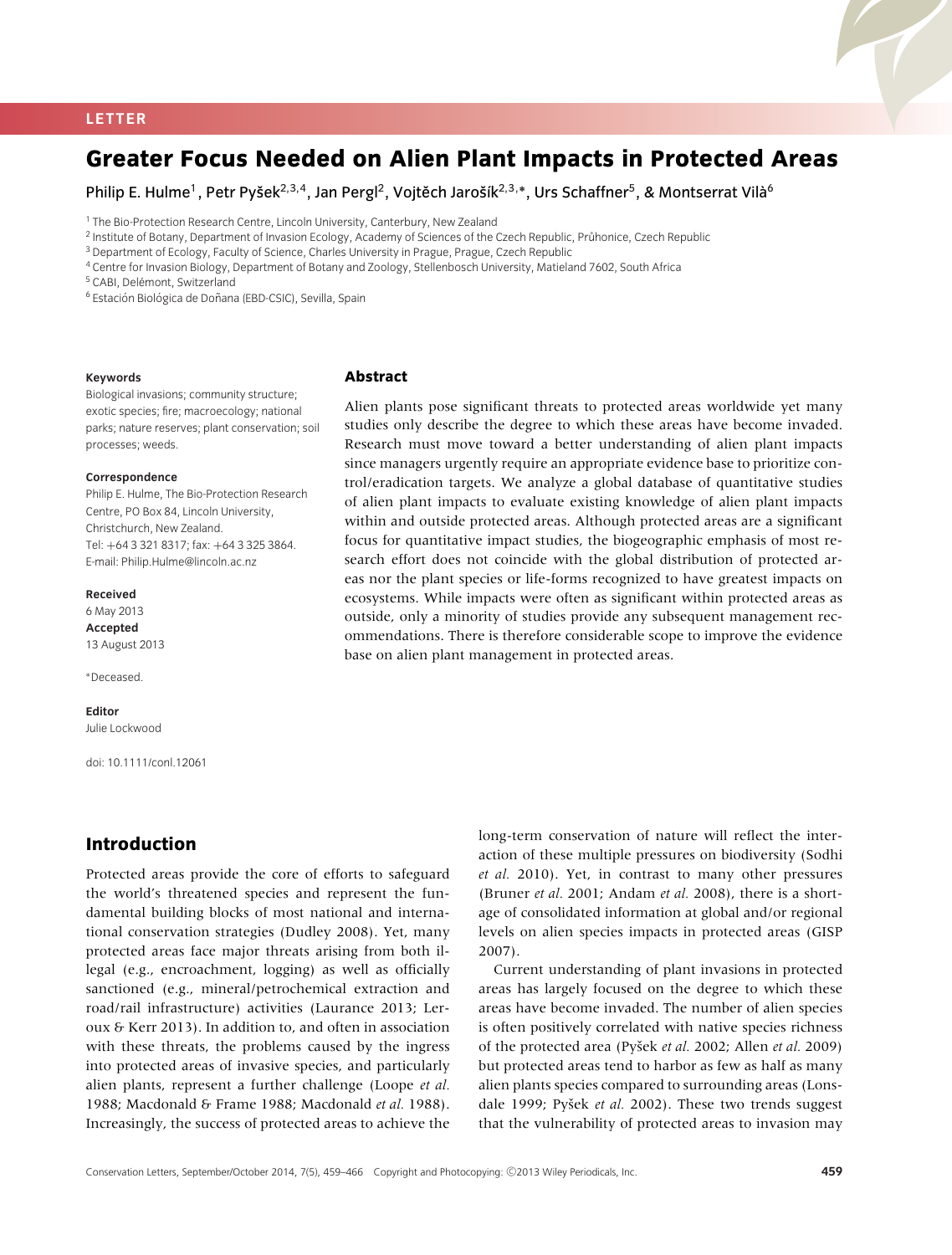LETTER

# Greater Focus Needed on Alien Plant Impacts in Protected Areas

Philip E. Hulme[1], Petr Pyšek[2,3,4], Jan Pergl[2], Vojtěch Jarošík[2,3,*], Urs Schaffner[5], & Montserrat Vilà[6]

[1] The Bio-Protection Research Centre, Lincoln University, Canterbury, New Zealand
[2] Institute of Botany, Department of Invasion Ecology, Academy of Sciences of the Czech Republic, Průhonice, Czech Republic
[3] Department of Ecology, Faculty of Science, Charles University in Prague, Prague, Czech Republic
[4] Centre for Invasion Biology, Department of Botany and Zoology, Stellenbosch University, Matieland 7602, South Africa
[5] CABI, Delémont, Switzerland
[6] Estación Biológica de Doñana (EBD-CSIC), Sevilla, Spain

**Keywords**
Biological invasions; community structure; exotic species; fire; macroecology; national parks; nature reserves; plant conservation; soil processes; weeds.

**Correspondence**
Philip E. Hulme, The Bio-Protection Research Centre, PO Box 84, Lincoln University, Christchurch, New Zealand.
Tel: +64 3 321 8317; fax: +64 3 325 3864.
E-mail: Philip.Hulme@lincoln.ac.nz

**Received**
6 May 2013
**Accepted**
13 August 2013

*Deceased.

**Editor**
Julie Lockwood

doi: 10.1111/conl.12061

## Abstract

Alien plants pose significant threats to protected areas worldwide yet many studies only describe the degree to which these areas have become invaded. Research must move toward a better understanding of alien plant impacts since managers urgently require an appropriate evidence base to prioritize control/eradication targets. We analyze a global database of quantitative studies of alien plant impacts to evaluate existing knowledge of alien plant impacts within and outside protected areas. Although protected areas are a significant focus for quantitative impact studies, the biogeographic emphasis of most research effort does not coincide with the global distribution of protected areas nor the plant species or life-forms recognized to have greatest impacts on ecosystems. While impacts were often as significant within protected areas as outside, only a minority of studies provide any subsequent management recommendations. There is therefore considerable scope to improve the evidence base on alien plant management in protected areas.

## Introduction

Protected areas provide the core of efforts to safeguard the world's threatened species and represent the fundamental building blocks of most national and international conservation strategies (Dudley 2008). Yet, many protected areas face major threats arising from both illegal (e.g., encroachment, logging) as well as officially sanctioned (e.g., mineral/petrochemical extraction and road/rail infrastructure) activities (Laurance 2013; Leroux & Kerr 2013). In addition to, and often in association with these threats, the problems caused by the ingress into protected areas of invasive species, and particularly alien plants, represent a further challenge (Loope *et al.* 1988; Macdonald & Frame 1988; Macdonald *et al.* 1988). Increasingly, the success of protected areas to achieve the long-term conservation of nature will reflect the interaction of these multiple pressures on biodiversity (Sodhi *et al.* 2010). Yet, in contrast to many other pressures (Bruner *et al.* 2001; Andam *et al.* 2008), there is a shortage of consolidated information at global and/or regional levels on alien species impacts in protected areas (GISP 2007).

Current understanding of plant invasions in protected areas has largely focused on the degree to which these areas have become invaded. The number of alien species is often positively correlated with native species richness of the protected area (Pyšek *et al.* 2002; Allen *et al.* 2009) but protected areas tend to harbor as few as half as many alien plants species compared to surrounding areas (Lonsdale 1999; Pyšek *et al.* 2002). These two trends suggest that the vulnerability of protected areas to invasion may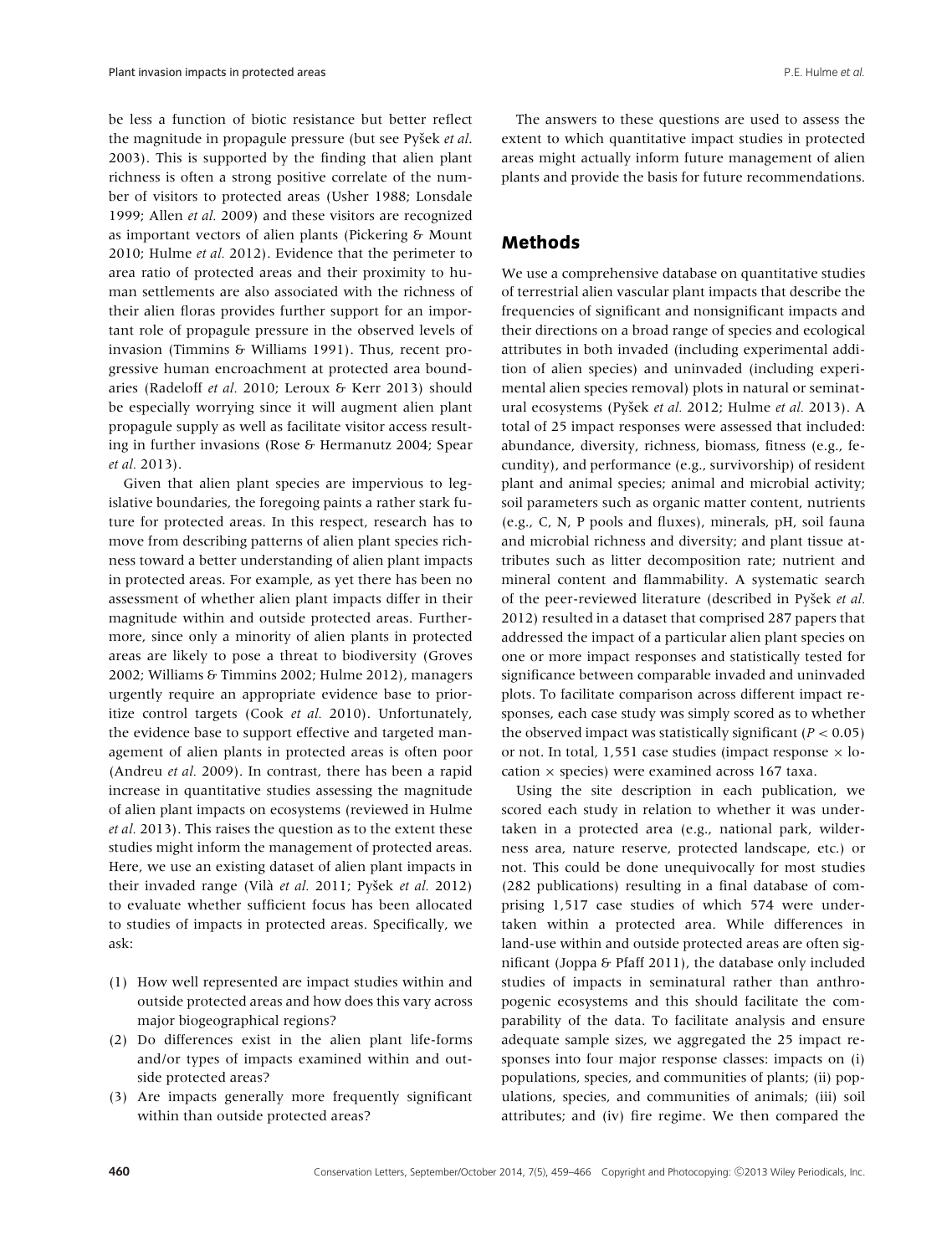be less a function of biotic resistance but better reflect the magnitude in propagule pressure (but see Pyšek *et al.* 2003). This is supported by the finding that alien plant richness is often a strong positive correlate of the number of visitors to protected areas (Usher 1988; Lonsdale 1999; Allen *et al.* 2009) and these visitors are recognized as important vectors of alien plants (Pickering & Mount 2010; Hulme *et al.* 2012). Evidence that the perimeter to area ratio of protected areas and their proximity to human settlements are also associated with the richness of their alien floras provides further support for an important role of propagule pressure in the observed levels of invasion (Timmins & Williams 1991). Thus, recent progressive human encroachment at protected area boundaries (Radeloff *et al.* 2010; Leroux & Kerr 2013) should be especially worrying since it will augment alien plant propagule supply as well as facilitate visitor access resulting in further invasions (Rose & Hermanutz 2004; Spear *et al.* 2013).

Given that alien plant species are impervious to legislative boundaries, the foregoing paints a rather stark future for protected areas. In this respect, research has to move from describing patterns of alien plant species richness toward a better understanding of alien plant impacts in protected areas. For example, as yet there has been no assessment of whether alien plant impacts differ in their magnitude within and outside protected areas. Furthermore, since only a minority of alien plants in protected areas are likely to pose a threat to biodiversity (Groves 2002; Williams & Timmins 2002; Hulme 2012), managers urgently require an appropriate evidence base to prioritize control targets (Cook *et al.* 2010). Unfortunately, the evidence base to support effective and targeted management of alien plants in protected areas is often poor (Andreu *et al.* 2009). In contrast, there has been a rapid increase in quantitative studies assessing the magnitude of alien plant impacts on ecosystems (reviewed in Hulme *et al.* 2013). This raises the question as to the extent these studies might inform the management of protected areas. Here, we use an existing dataset of alien plant impacts in their invaded range (Vilà *et al.* 2011; Pyšek *et al.* 2012) to evaluate whether sufficient focus has been allocated to studies of impacts in protected areas. Specifically, we ask:

(1) How well represented are impact studies within and outside protected areas and how does this vary across major biogeographical regions?
(2) Do differences exist in the alien plant life-forms and/or types of impacts examined within and outside protected areas?
(3) Are impacts generally more frequently significant within than outside protected areas?

The answers to these questions are used to assess the extent to which quantitative impact studies in protected areas might actually inform future management of alien plants and provide the basis for future recommendations.

## Methods

We use a comprehensive database on quantitative studies of terrestrial alien vascular plant impacts that describe the frequencies of significant and nonsignificant impacts and their directions on a broad range of species and ecological attributes in both invaded (including experimental addition of alien species) and uninvaded (including experimental alien species removal) plots in natural or seminatural ecosystems (Pyšek *et al.* 2012; Hulme *et al.* 2013). A total of 25 impact responses were assessed that included: abundance, diversity, richness, biomass, fitness (e.g., fecundity), and performance (e.g., survivorship) of resident plant and animal species; animal and microbial activity; soil parameters such as organic matter content, nutrients (e.g., C, N, P pools and fluxes), minerals, pH, soil fauna and microbial richness and diversity; and plant tissue attributes such as litter decomposition rate; nutrient and mineral content and flammability. A systematic search of the peer-reviewed literature (described in Pyšek *et al.* 2012) resulted in a dataset that comprised 287 papers that addressed the impact of a particular alien plant species on one or more impact responses and statistically tested for significance between comparable invaded and uninvaded plots. To facilitate comparison across different impact responses, each case study was simply scored as to whether the observed impact was statistically significant ($P < 0.05$) or not. In total, 1,551 case studies (impact response × location × species) were examined across 167 taxa.

Using the site description in each publication, we scored each study in relation to whether it was undertaken in a protected area (e.g., national park, wilderness area, nature reserve, protected landscape, etc.) or not. This could be done unequivocally for most studies (282 publications) resulting in a final database of comprising 1,517 case studies of which 574 were undertaken within a protected area. While differences in land-use within and outside protected areas are often significant (Joppa & Pfaff 2011), the database only included studies of impacts in seminatural rather than anthropogenic ecosystems and this should facilitate the comparability of the data. To facilitate analysis and ensure adequate sample sizes, we aggregated the 25 impact responses into four major response classes: impacts on (i) populations, species, and communities of plants; (ii) populations, species, and communities of animals; (iii) soil attributes; and (iv) fire regime. We then compared the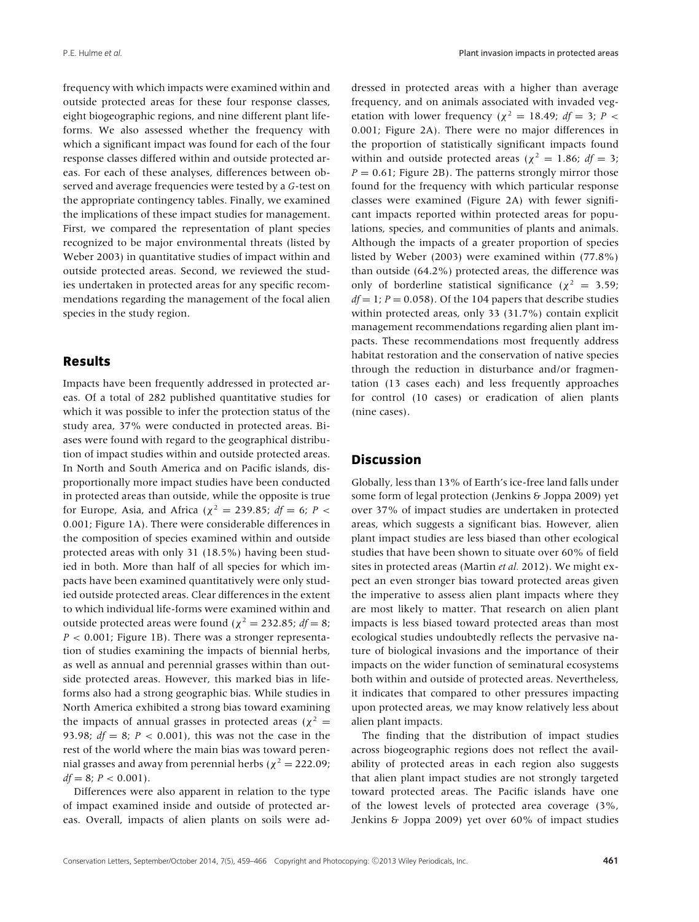frequency with which impacts were examined within and outside protected areas for these four response classes, eight biogeographic regions, and nine different plant life-forms. We also assessed whether the frequency with which a significant impact was found for each of the four response classes differed within and outside protected areas. For each of these analyses, differences between observed and average frequencies were tested by a *G*-test on the appropriate contingency tables. Finally, we examined the implications of these impact studies for management. First, we compared the representation of plant species recognized to be major environmental threats (listed by Weber 2003) in quantitative studies of impact within and outside protected areas. Second, we reviewed the studies undertaken in protected areas for any specific recommendations regarding the management of the focal alien species in the study region.

## Results

Impacts have been frequently addressed in protected areas. Of a total of 282 published quantitative studies for which it was possible to infer the protection status of the study area, 37% were conducted in protected areas. Biases were found with regard to the geographical distribution of impact studies within and outside protected areas. In North and South America and on Pacific islands, disproportionally more impact studies have been conducted in protected areas than outside, while the opposite is true for Europe, Asia, and Africa ($\chi^2 = 239.85$; $df = 6$; $P < 0.001$; Figure 1A). There were considerable differences in the composition of species examined within and outside protected areas with only 31 (18.5%) having been studied in both. More than half of all species for which impacts have been examined quantitatively were only studied outside protected areas. Clear differences in the extent to which individual life-forms were examined within and outside protected areas were found ($\chi^2 = 232.85$; $df = 8$; $P < 0.001$; Figure 1B). There was a stronger representation of studies examining the impacts of biennial herbs, as well as annual and perennial grasses within than outside protected areas. However, this marked bias in life-forms also had a strong geographic bias. While studies in North America exhibited a strong bias toward examining the impacts of annual grasses in protected areas ($\chi^2 = 93.98$; $df = 8$; $P < 0.001$), this was not the case in the rest of the world where the main bias was toward perennial grasses and away from perennial herbs ($\chi^2 = 222.09$; $df = 8$; $P < 0.001$).

Differences were also apparent in relation to the type of impact examined inside and outside of protected areas. Overall, impacts of alien plants on soils were addressed in protected areas with a higher than average frequency, and on animals associated with invaded vegetation with lower frequency ($\chi^2 = 18.49$; $df = 3$; $P < 0.001$; Figure 2A). There were no major differences in the proportion of statistically significant impacts found within and outside protected areas ($\chi^2 = 1.86$; $df = 3$; $P = 0.61$; Figure 2B). The patterns strongly mirror those found for the frequency with which particular response classes were examined (Figure 2A) with fewer significant impacts reported within protected areas for populations, species, and communities of plants and animals. Although the impacts of a greater proportion of species listed by Weber (2003) were examined within (77.8%) than outside (64.2%) protected areas, the difference was only of borderline statistical significance ($\chi^2 = 3.59$; $df = 1$; $P = 0.058$). Of the 104 papers that describe studies within protected areas, only 33 (31.7%) contain explicit management recommendations regarding alien plant impacts. These recommendations most frequently address habitat restoration and the conservation of native species through the reduction in disturbance and/or fragmentation (13 cases each) and less frequently approaches for control (10 cases) or eradication of alien plants (nine cases).

## Discussion

Globally, less than 13% of Earth's ice-free land falls under some form of legal protection (Jenkins & Joppa 2009) yet over 37% of impact studies are undertaken in protected areas, which suggests a significant bias. However, alien plant impact studies are less biased than other ecological studies that have been shown to situate over 60% of field sites in protected areas (Martin *et al.* 2012). We might expect an even stronger bias toward protected areas given the imperative to assess alien plant impacts where they are most likely to matter. That research on alien plant impacts is less biased toward protected areas than most ecological studies undoubtedly reflects the pervasive nature of biological invasions and the importance of their impacts on the wider function of seminatural ecosystems both within and outside of protected areas. Nevertheless, it indicates that compared to other pressures impacting upon protected areas, we may know relatively less about alien plant impacts.

The finding that the distribution of impact studies across biogeographic regions does not reflect the availability of protected areas in each region also suggests that alien plant impact studies are not strongly targeted toward protected areas. The Pacific islands have one of the lowest levels of protected area coverage (3%, Jenkins & Joppa 2009) yet over 60% of impact studies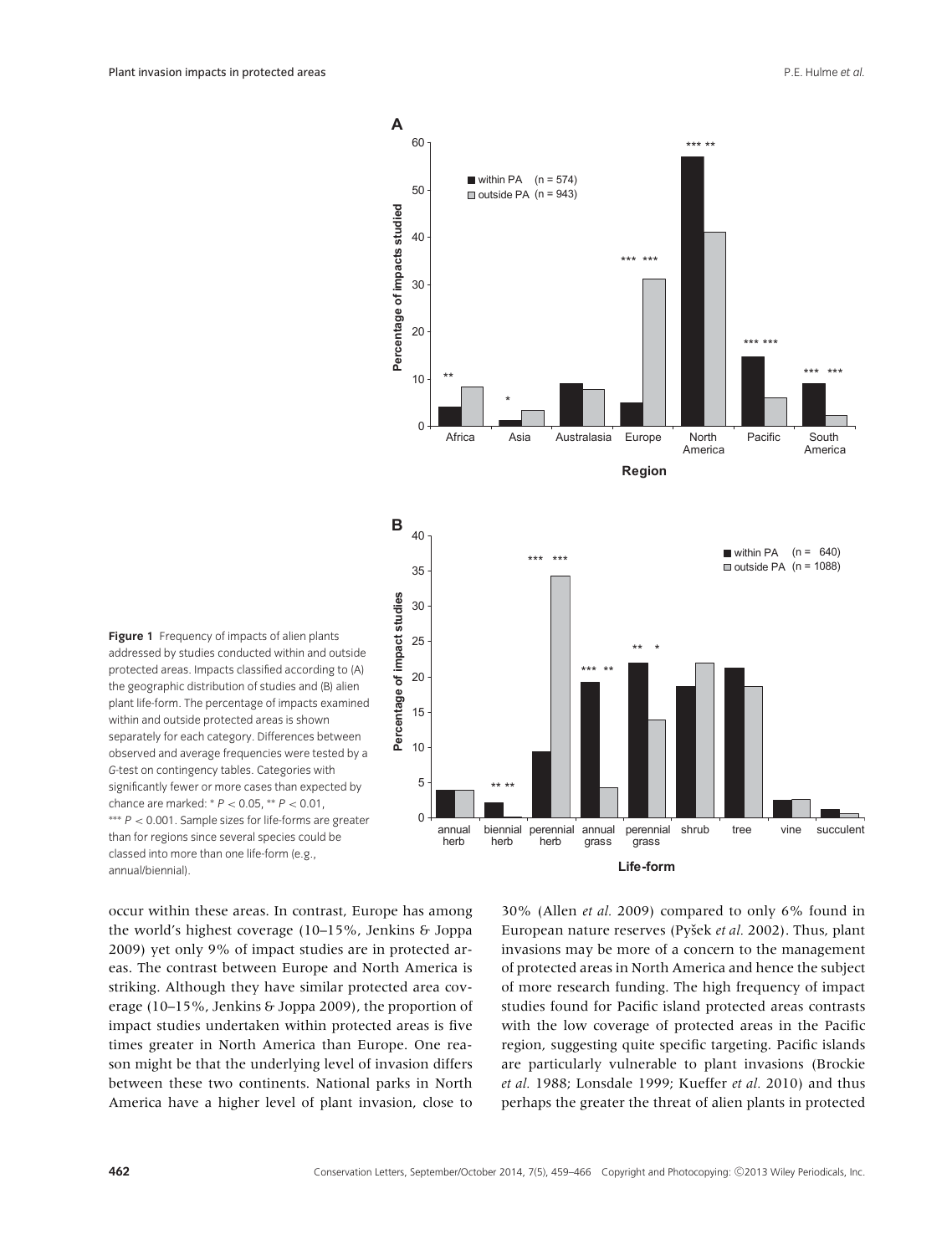**Figure 1** Frequency of impacts of alien plants addressed by studies conducted within and outside protected areas. Impacts classified according to (A) the geographic distribution of studies and (B) alien plant life-form. The percentage of impacts examined within and outside protected areas is shown separately for each category. Differences between observed and average frequencies were tested by a *G*-test on contingency tables. Categories with significantly fewer or more cases than expected by chance are marked: * $P < 0.05$, ** $P < 0.01$, *** $P < 0.001$. Sample sizes for life-forms are greater than for regions since several species could be classed into more than one life-form (e.g., annual/biennial).

occur within these areas. In contrast, Europe has among the world's highest coverage (10–15%, Jenkins & Joppa 2009) yet only 9% of impact studies are in protected areas. The contrast between Europe and North America is striking. Although they have similar protected area coverage (10–15%, Jenkins & Joppa 2009), the proportion of impact studies undertaken within protected areas is five times greater in North America than Europe. One reason might be that the underlying level of invasion differs between these two continents. National parks in North America have a higher level of plant invasion, close to 30% (Allen *et al.* 2009) compared to only 6% found in European nature reserves (Pyšek *et al.* 2002). Thus, plant invasions may be more of a concern to the management of protected areas in North America and hence the subject of more research funding. The high frequency of impact studies found for Pacific island protected areas contrasts with the low coverage of protected areas in the Pacific region, suggesting quite specific targeting. Pacific islands are particularly vulnerable to plant invasions (Brockie *et al.* 1988; Lonsdale 1999; Kueffer *et al.* 2010) and thus perhaps the greater the threat of alien plants in protected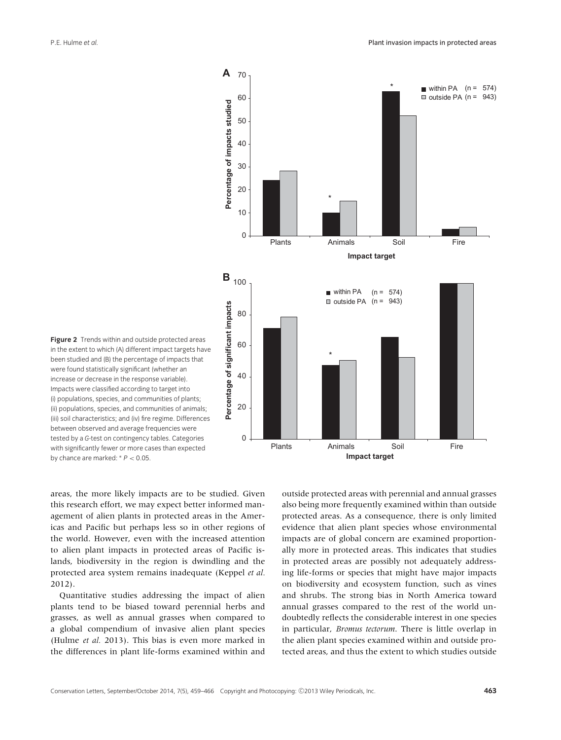**Figure 2** Trends within and outside protected areas in the extent to which (A) different impact targets have been studied and (B) the percentage of impacts that were found statistically significant (whether an increase or decrease in the response variable). Impacts were classified according to target into (i) populations, species, and communities of plants; (ii) populations, species, and communities of animals; (iii) soil characteristics; and (iv) fire regime. Differences between observed and average frequencies were tested by a *G*-test on contingency tables. Categories with significantly fewer or more cases than expected by chance are marked: * $P < 0.05$.

areas, the more likely impacts are to be studied. Given this research effort, we may expect better informed management of alien plants in protected areas in the Americas and Pacific but perhaps less so in other regions of the world. However, even with the increased attention to alien plant impacts in protected areas of Pacific islands, biodiversity in the region is dwindling and the protected area system remains inadequate (Keppel *et al.* 2012).

Quantitative studies addressing the impact of alien plants tend to be biased toward perennial herbs and grasses, as well as annual grasses when compared to a global compendium of invasive alien plant species (Hulme *et al.* 2013). This bias is even more marked in the differences in plant life-forms examined within and outside protected areas with perennial and annual grasses also being more frequently examined within than outside protected areas. As a consequence, there is only limited evidence that alien plant species whose environmental impacts are of global concern are examined proportionally more in protected areas. This indicates that studies in protected areas are possibly not adequately addressing life-forms or species that might have major impacts on biodiversity and ecosystem function, such as vines and shrubs. The strong bias in North America toward annual grasses compared to the rest of the world undoubtedly reflects the considerable interest in one species in particular, *Bromus tectorum*. There is little overlap in the alien plant species examined within and outside protected areas, and thus the extent to which studies outside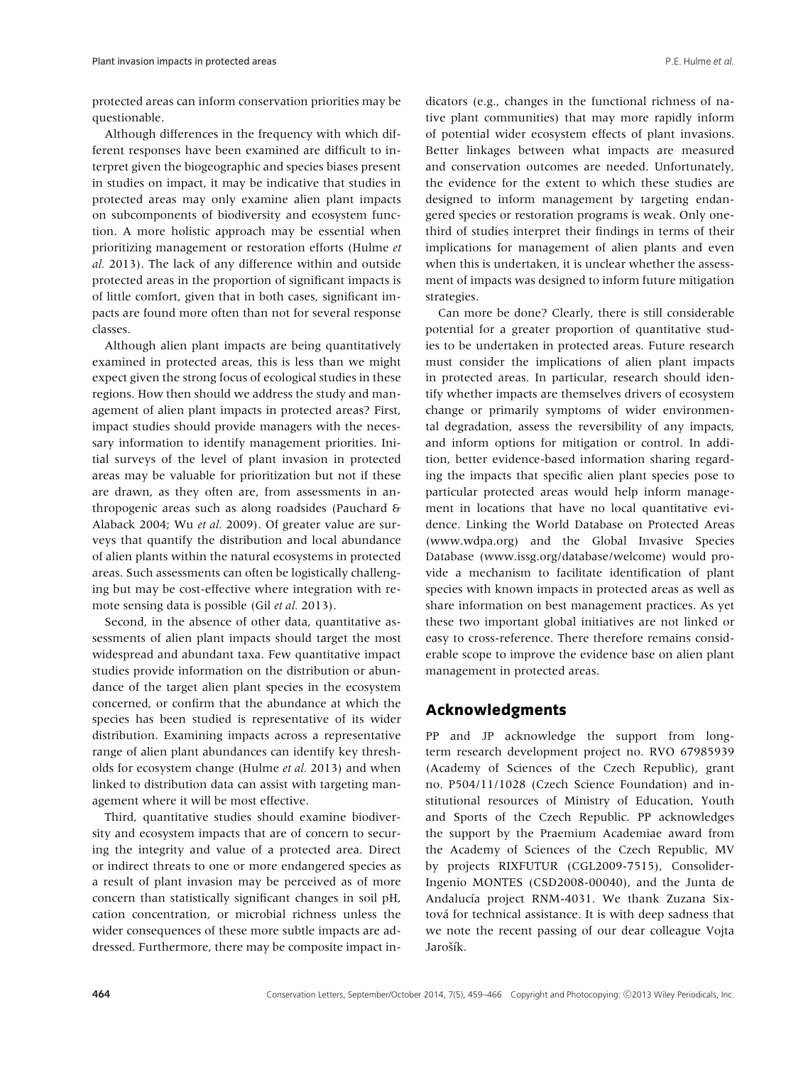protected areas can inform conservation priorities may be questionable.

Although differences in the frequency with which different responses have been examined are difficult to interpret given the biogeographic and species biases present in studies on impact, it may be indicative that studies in protected areas may only examine alien plant impacts on subcomponents of biodiversity and ecosystem function. A more holistic approach may be essential when prioritizing management or restoration efforts (Hulme *et al.* 2013). The lack of any difference within and outside protected areas in the proportion of significant impacts is of little comfort, given that in both cases, significant impacts are found more often than not for several response classes.

Although alien plant impacts are being quantitatively examined in protected areas, this is less than we might expect given the strong focus of ecological studies in these regions. How then should we address the study and management of alien plant impacts in protected areas? First, impact studies should provide managers with the necessary information to identify management priorities. Initial surveys of the level of plant invasion in protected areas may be valuable for prioritization but not if these are drawn, as they often are, from assessments in anthropogenic areas such as along roadsides (Pauchard & Alaback 2004; Wu *et al.* 2009). Of greater value are surveys that quantify the distribution and local abundance of alien plants within the natural ecosystems in protected areas. Such assessments can often be logistically challenging but may be cost-effective where integration with remote sensing data is possible (Gil *et al.* 2013).

Second, in the absence of other data, quantitative assessments of alien plant impacts should target the most widespread and abundant taxa. Few quantitative impact studies provide information on the distribution or abundance of the target alien plant species in the ecosystem concerned, or confirm that the abundance at which the species has been studied is representative of its wider distribution. Examining impacts across a representative range of alien plant abundances can identify key thresholds for ecosystem change (Hulme *et al.* 2013) and when linked to distribution data can assist with targeting management where it will be most effective.

Third, quantitative studies should examine biodiversity and ecosystem impacts that are of concern to securing the integrity and value of a protected area. Direct or indirect threats to one or more endangered species as a result of plant invasion may be perceived as of more concern than statistically significant changes in soil pH, cation concentration, or microbial richness unless the wider consequences of these more subtle impacts are addressed. Furthermore, there may be composite impact indicators (e.g., changes in the functional richness of native plant communities) that may more rapidly inform of potential wider ecosystem effects of plant invasions. Better linkages between what impacts are measured and conservation outcomes are needed. Unfortunately, the evidence for the extent to which these studies are designed to inform management by targeting endangered species or restoration programs is weak. Only one-third of studies interpret their findings in terms of their implications for management of alien plants and even when this is undertaken, it is unclear whether the assessment of impacts was designed to inform future mitigation strategies.

Can more be done? Clearly, there is still considerable potential for a greater proportion of quantitative studies to be undertaken in protected areas. Future research must consider the implications of alien plant impacts in protected areas. In particular, research should identify whether impacts are themselves drivers of ecosystem change or primarily symptoms of wider environmental degradation, assess the reversibility of any impacts, and inform options for mitigation or control. In addition, better evidence-based information sharing regarding the impacts that specific alien plant species pose to particular protected areas would help inform management in locations that have no local quantitative evidence. Linking the World Database on Protected Areas (www.wdpa.org) and the Global Invasive Species Database (www.issg.org/database/welcome) would provide a mechanism to facilitate identification of plant species with known impacts in protected areas as well as share information on best management practices. As yet these two important global initiatives are not linked or easy to cross-reference. There therefore remains considerable scope to improve the evidence base on alien plant management in protected areas.

## Acknowledgments

PP and JP acknowledge the support from long-term research development project no. RVO 67985939 (Academy of Sciences of the Czech Republic), grant no. P504/11/1028 (Czech Science Foundation) and institutional resources of Ministry of Education, Youth and Sports of the Czech Republic. PP acknowledges the support by the Praemium Academiae award from the Academy of Sciences of the Czech Republic, MV by projects RIXFUTUR (CGL2009-7515), Consolider-Ingenio MONTES (CSD2008-00040), and the Junta de Andalucía project RNM-4031. We thank Zuzana Sixtová for technical assistance. It is with deep sadness that we note the recent passing of our dear colleague Vojta Jarošík.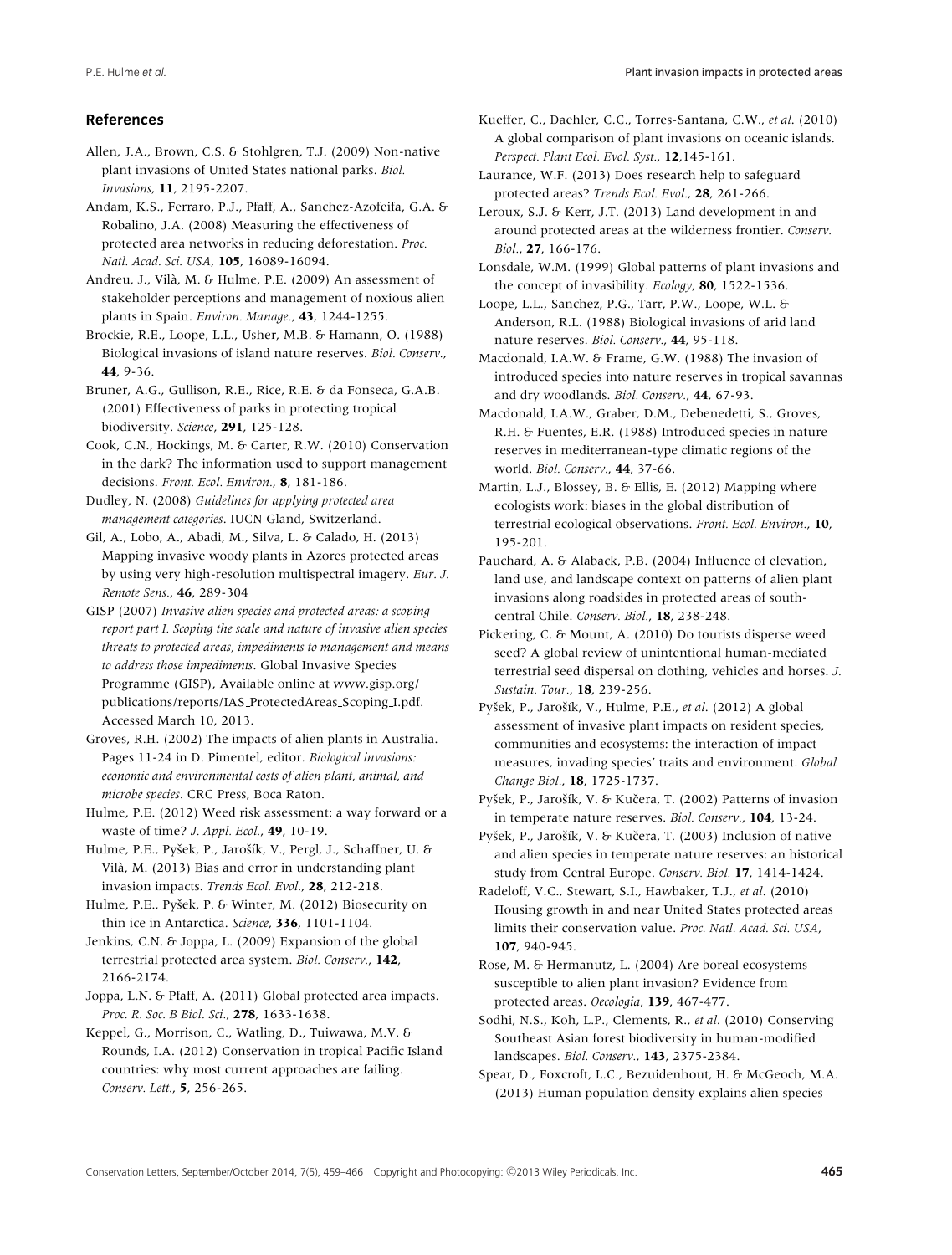## References

Allen, J.A., Brown, C.S. & Stohlgren, T.J. (2009) Non-native plant invasions of United States national parks. *Biol. Invasions*, **11**, 2195-2207.

Andam, K.S., Ferraro, P.J., Pfaff, A., Sanchez-Azofeifa, G.A. & Robalino, J.A. (2008) Measuring the effectiveness of protected area networks in reducing deforestation. *Proc. Natl. Acad. Sci. USA*, **105**, 16089-16094.

Andreu, J., Vilà, M. & Hulme, P.E. (2009) An assessment of stakeholder perceptions and management of noxious alien plants in Spain. *Environ. Manage.*, **43**, 1244-1255.

Brockie, R.E., Loope, L.L., Usher, M.B. & Hamann, O. (1988) Biological invasions of island nature reserves. *Biol. Conserv.*, **44**, 9-36.

Bruner, A.G., Gullison, R.E., Rice, R.E. & da Fonseca, G.A.B. (2001) Effectiveness of parks in protecting tropical biodiversity. *Science*, **291**, 125-128.

Cook, C.N., Hockings, M. & Carter, R.W. (2010) Conservation in the dark? The information used to support management decisions. *Front. Ecol. Environ.*, **8**, 181-186.

Dudley, N. (2008) *Guidelines for applying protected area management categories*. IUCN Gland, Switzerland.

Gil, A., Lobo, A., Abadi, M., Silva, L. & Calado, H. (2013) Mapping invasive woody plants in Azores protected areas by using very high-resolution multispectral imagery. *Eur. J. Remote Sens.*, **46**, 289-304

GISP (2007) *Invasive alien species and protected areas: a scoping report part I. Scoping the scale and nature of invasive alien species threats to protected areas, impediments to management and means to address those impediments*. Global Invasive Species Programme (GISP), Available online at www.gisp.org/publications/reports/IAS_ProtectedAreas_Scoping_I.pdf. Accessed March 10, 2013.

Groves, R.H. (2002) The impacts of alien plants in Australia. Pages 11-24 in D. Pimentel, editor. *Biological invasions: economic and environmental costs of alien plant, animal, and microbe species*. CRC Press, Boca Raton.

Hulme, P.E. (2012) Weed risk assessment: a way forward or a waste of time? *J. Appl. Ecol.*, **49**, 10-19.

Hulme, P.E., Pyšek, P., Jarošík, V., Pergl, J., Schaffner, U. & Vilà, M. (2013) Bias and error in understanding plant invasion impacts. *Trends Ecol. Evol.*, **28**, 212-218.

Hulme, P.E., Pyšek, P. & Winter, M. (2012) Biosecurity on thin ice in Antarctica. *Science*, **336**, 1101-1104.

Jenkins, C.N. & Joppa, L. (2009) Expansion of the global terrestrial protected area system. *Biol. Conserv.*, **142**, 2166-2174.

Joppa, L.N. & Pfaff, A. (2011) Global protected area impacts. *Proc. R. Soc. B Biol. Sci.*, **278**, 1633-1638.

Keppel, G., Morrison, C., Watling, D., Tuiwawa, M.V. & Rounds, I.A. (2012) Conservation in tropical Pacific Island countries: why most current approaches are failing. *Conserv. Lett.*, **5**, 256-265.

Kueffer, C., Daehler, C.C., Torres-Santana, C.W., *et al*. (2010) A global comparison of plant invasions on oceanic islands. *Perspect. Plant Ecol. Evol. Syst.*, **12**,145-161.

Laurance, W.F. (2013) Does research help to safeguard protected areas? *Trends Ecol. Evol.*, **28**, 261-266.

Leroux, S.J. & Kerr, J.T. (2013) Land development in and around protected areas at the wilderness frontier. *Conserv. Biol.*, **27**, 166-176.

Lonsdale, W.M. (1999) Global patterns of plant invasions and the concept of invasibility. *Ecology*, **80**, 1522-1536.

Loope, L.L., Sanchez, P.G., Tarr, P.W., Loope, W.L. & Anderson, R.L. (1988) Biological invasions of arid land nature reserves. *Biol. Conserv.*, **44**, 95-118.

Macdonald, I.A.W. & Frame, G.W. (1988) The invasion of introduced species into nature reserves in tropical savannas and dry woodlands. *Biol. Conserv.*, **44**, 67-93.

Macdonald, I.A.W., Graber, D.M., Debenedetti, S., Groves, R.H. & Fuentes, E.R. (1988) Introduced species in nature reserves in mediterranean-type climatic regions of the world. *Biol. Conserv.*, **44**, 37-66.

Martin, L.J., Blossey, B. & Ellis, E. (2012) Mapping where ecologists work: biases in the global distribution of terrestrial ecological observations. *Front. Ecol. Environ.*, **10**, 195-201.

Pauchard, A. & Alaback, P.B. (2004) Influence of elevation, land use, and landscape context on patterns of alien plant invasions along roadsides in protected areas of south-central Chile. *Conserv. Biol.*, **18**, 238-248.

Pickering, C. & Mount, A. (2010) Do tourists disperse weed seed? A global review of unintentional human-mediated terrestrial seed dispersal on clothing, vehicles and horses. *J. Sustain. Tour.*, **18**, 239-256.

Pyšek, P., Jarošík, V., Hulme, P.E., *et al*. (2012) A global assessment of invasive plant impacts on resident species, communities and ecosystems: the interaction of impact measures, invading species' traits and environment. *Global Change Biol.*, **18**, 1725-1737.

Pyšek, P., Jarošík, V. & Kučera, T. (2002) Patterns of invasion in temperate nature reserves. *Biol. Conserv.*, **104**, 13-24.

Pyšek, P., Jarošík, V. & Kučera, T. (2003) Inclusion of native and alien species in temperate nature reserves: an historical study from Central Europe. *Conserv. Biol.* **17**, 1414-1424.

Radeloff, V.C., Stewart, S.I., Hawbaker, T.J., *et al*. (2010) Housing growth in and near United States protected areas limits their conservation value. *Proc. Natl. Acad. Sci. USA*, **107**, 940-945.

Rose, M. & Hermanutz, L. (2004) Are boreal ecosystems susceptible to alien plant invasion? Evidence from protected areas. *Oecologia*, **139**, 467-477.

Sodhi, N.S., Koh, L.P., Clements, R., *et al*. (2010) Conserving Southeast Asian forest biodiversity in human-modified landscapes. *Biol. Conserv.*, **143**, 2375-2384.

Spear, D., Foxcroft, L.C., Bezuidenhout, H. & McGeoch, M.A. (2013) Human population density explains alien species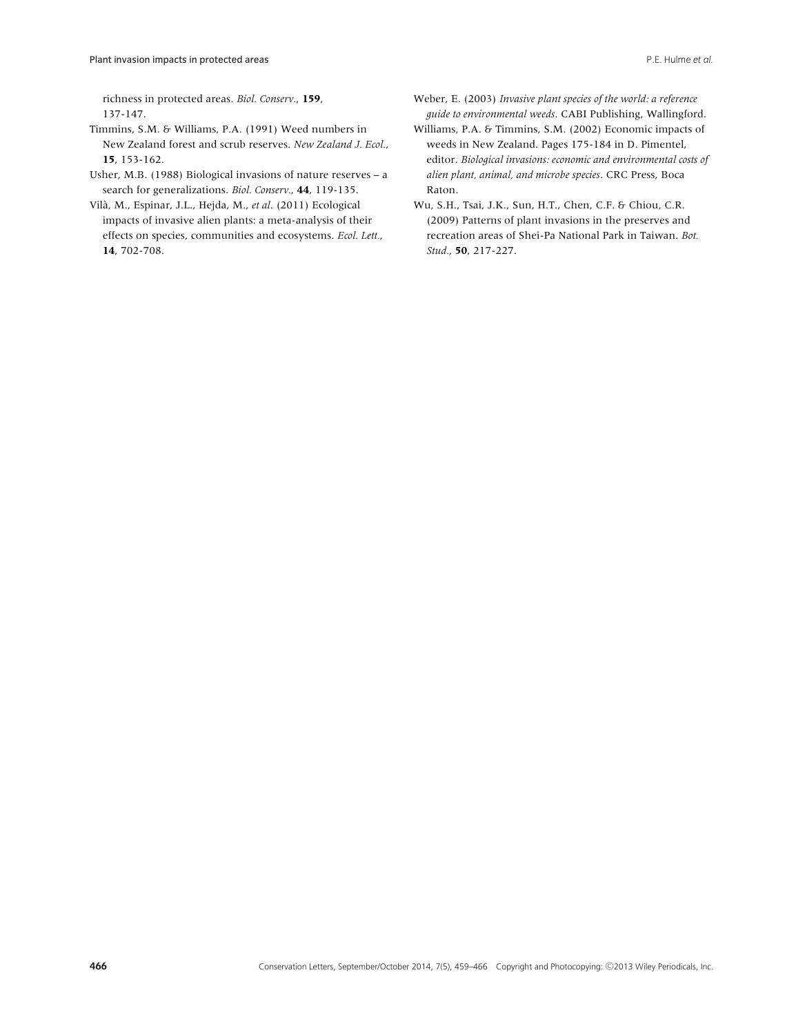richness in protected areas. *Biol. Conserv.*, **159**, 137-147.

Timmins, S.M. & Williams, P.A. (1991) Weed numbers in New Zealand forest and scrub reserves. *New Zealand J. Ecol.*, **15**, 153-162.

Usher, M.B. (1988) Biological invasions of nature reserves – a search for generalizations. *Biol. Conserv.*, **44**, 119-135.

Vilà, M., Espinar, J.L., Hejda, M., *et al*. (2011) Ecological impacts of invasive alien plants: a meta-analysis of their effects on species, communities and ecosystems. *Ecol. Lett.*, **14**, 702-708.

Weber, E. (2003) *Invasive plant species of the world: a reference guide to environmental weeds*. CABI Publishing, Wallingford.

Williams, P.A. & Timmins, S.M. (2002) Economic impacts of weeds in New Zealand. Pages 175-184 in D. Pimentel, editor. *Biological invasions: economic and environmental costs of alien plant, animal, and microbe species*. CRC Press, Boca Raton.

Wu, S.H., Tsai, J.K., Sun, H.T., Chen, C.F. & Chiou, C.R. (2009) Patterns of plant invasions in the preserves and recreation areas of Shei-Pa National Park in Taiwan. *Bot. Stud.*, **50**, 217-227.